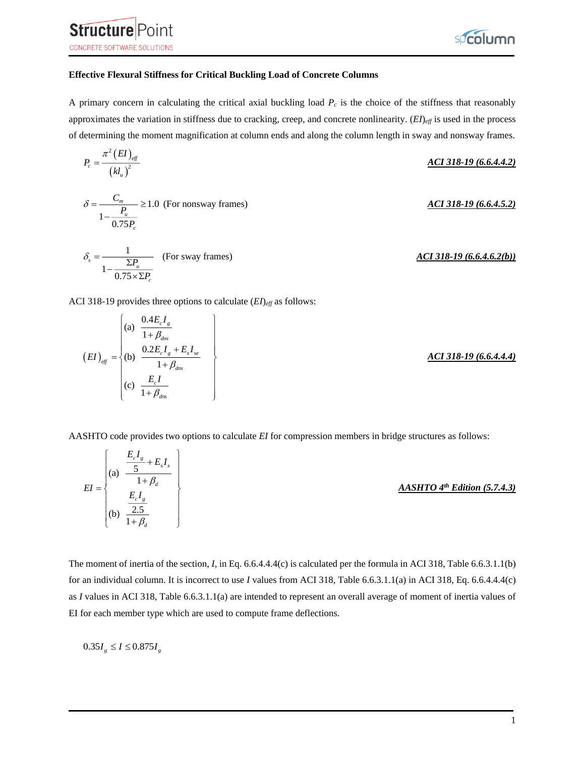**Effective Flexural Stiffness for Critical Buckling Load of Concrete Columns**

A primary concern in calculating the critical axial buckling load $P_c$ is the choice of the stiffness that reasonably approximates the variation in stiffness due to cracking, creep, and concrete nonlinearity. $(EI)_{eff}$ is used in the process of determining the moment magnification at column ends and along the column length in sway and nonsway frames.

$$P_c = \frac{\pi^2 (EI)_{eff}}{(kl_u)^2}$$ ***ACI 318-19 (6.6.4.4.2)***

$$\delta = \frac{C_m}{1 - \dfrac{P_u}{0.75P_c}} \geq 1.0 \text{ (For nonsway frames)}$$ ***ACI 318-19 (6.6.4.5.2)***

$$\delta_s = \frac{1}{1 - \dfrac{\Sigma P_u}{0.75 \times \Sigma P_c}} \text{ (For sway frames)}$$ ***ACI 318-19 (6.6.4.6.2(b))***

ACI 318-19 provides three options to calculate $(EI)_{eff}$ as follows:

$$(EI)_{eff} = \begin{Bmatrix} \text{(a)} & \dfrac{0.4E_cI_g}{1+\beta_{dns}} \\ \text{(b)} & \dfrac{0.2E_cI_g + E_sI_{se}}{1+\beta_{dns}} \\ \text{(c)} & \dfrac{E_cI}{1+\beta_{dns}} \end{Bmatrix}$$ ***ACI 318-19 (6.6.4.4.4)***

AASHTO code provides two options to calculate $EI$ for compression members in bridge structures as follows:

$$EI = \begin{Bmatrix} \text{(a)} & \dfrac{\dfrac{E_cI_g}{5} + E_sI_s}{1+\beta_d} \\ \text{(b)} & \dfrac{\dfrac{E_cI_g}{2.5}}{1+\beta_d} \end{Bmatrix}$$ ***AASHTO 4th Edition (5.7.4.3)***

The moment of inertia of the section, $I$, in Eq. 6.6.4.4.4(c) is calculated per the formula in ACI 318, Table 6.6.3.1.1(b) for an individual column. It is incorrect to use $I$ values from ACI 318, Table 6.6.3.1.1(a) in ACI 318, Eq. 6.6.4.4.4(c) as $I$ values in ACI 318, Table 6.6.3.1.1(a) are intended to represent an overall average of moment of inertia values of EI for each member type which are used to compute frame deflections.

$$0.35I_g \leq I \leq 0.875I_g$$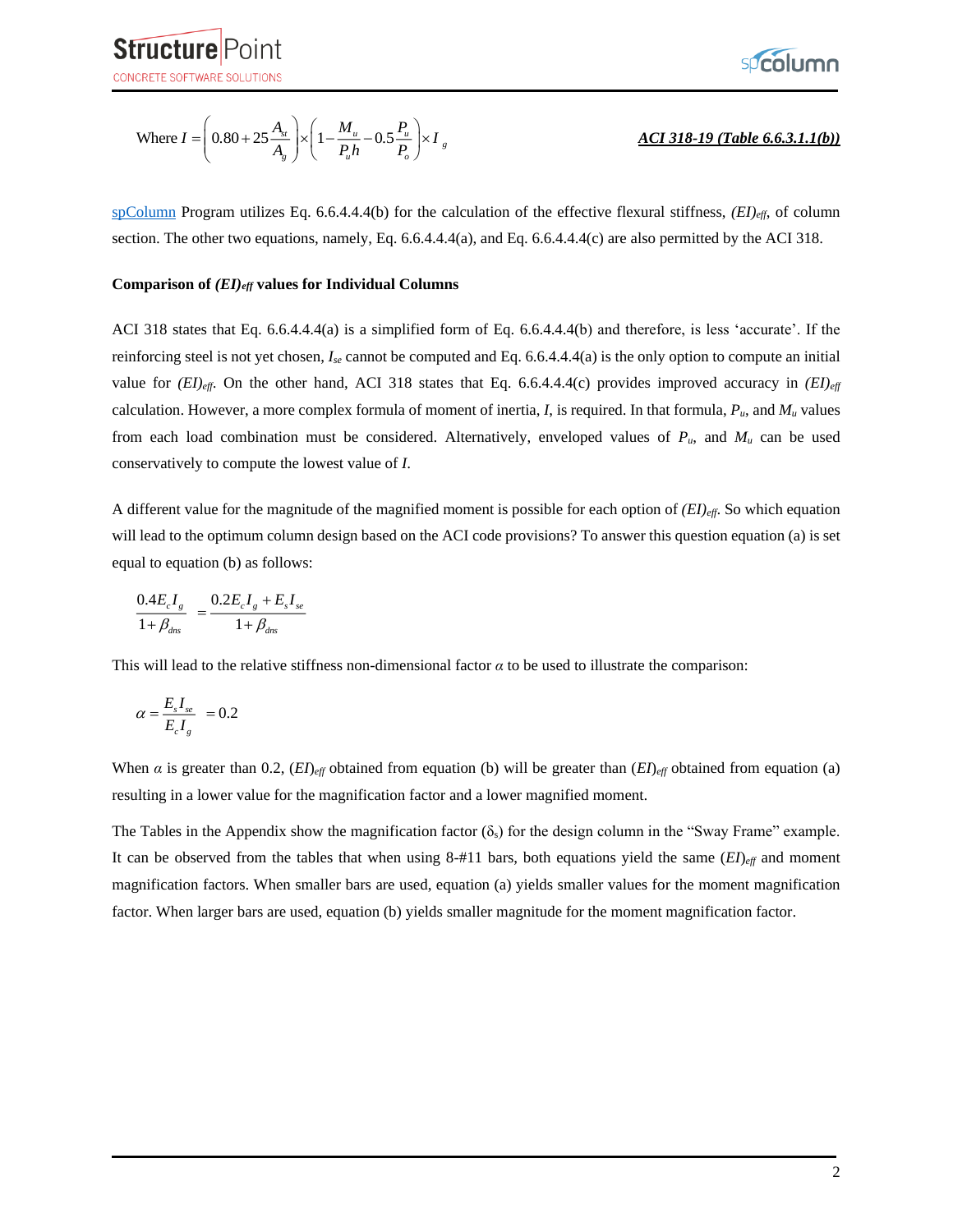Where $I = \left(0.80 + 25\frac{A_{st}}{A_g}\right) \times \left(1 - \frac{M_u}{P_u h} - 0.5\frac{P_u}{P_o}\right) \times I_g$ **_ACI 318-19 (Table 6.6.3.1.1(b))_**

spColumn Program utilizes Eq. 6.6.4.4.4(b) for the calculation of the effective flexural stiffness, $(EI)_{eff}$, of column section. The other two equations, namely, Eq. 6.6.4.4.4(a), and Eq. 6.6.4.4.4(c) are also permitted by the ACI 318.

**Comparison of $(EI)_{eff}$ values for Individual Columns**

ACI 318 states that Eq. 6.6.4.4.4(a) is a simplified form of Eq. 6.6.4.4.4(b) and therefore, is less 'accurate'. If the reinforcing steel is not yet chosen, $I_{se}$ cannot be computed and Eq. 6.6.4.4.4(a) is the only option to compute an initial value for $(EI)_{eff}$. On the other hand, ACI 318 states that Eq. 6.6.4.4.4(c) provides improved accuracy in $(EI)_{eff}$ calculation. However, a more complex formula of moment of inertia, $I$, is required. In that formula, $P_u$, and $M_u$ values from each load combination must be considered. Alternatively, enveloped values of $P_u$, and $M_u$ can be used conservatively to compute the lowest value of $I$.

A different value for the magnitude of the magnified moment is possible for each option of $(EI)_{eff}$. So which equation will lead to the optimum column design based on the ACI code provisions? To answer this question equation (a) is set equal to equation (b) as follows:

$$\frac{0.4E_c I_g}{1+\beta_{dns}} = \frac{0.2E_c I_g + E_s I_{se}}{1+\beta_{dns}}$$

This will lead to the relative stiffness non-dimensional factor $\alpha$ to be used to illustrate the comparison:

$$\alpha = \frac{E_s I_{se}}{E_c I_g} = 0.2$$

When $\alpha$ is greater than 0.2, $(EI)_{eff}$ obtained from equation (b) will be greater than $(EI)_{eff}$ obtained from equation (a) resulting in a lower value for the magnification factor and a lower magnified moment.

The Tables in the Appendix show the magnification factor ($\delta_s$) for the design column in the "Sway Frame" example. It can be observed from the tables that when using 8-#11 bars, both equations yield the same $(EI)_{eff}$ and moment magnification factors. When smaller bars are used, equation (a) yields smaller values for the moment magnification factor. When larger bars are used, equation (b) yields smaller magnitude for the moment magnification factor.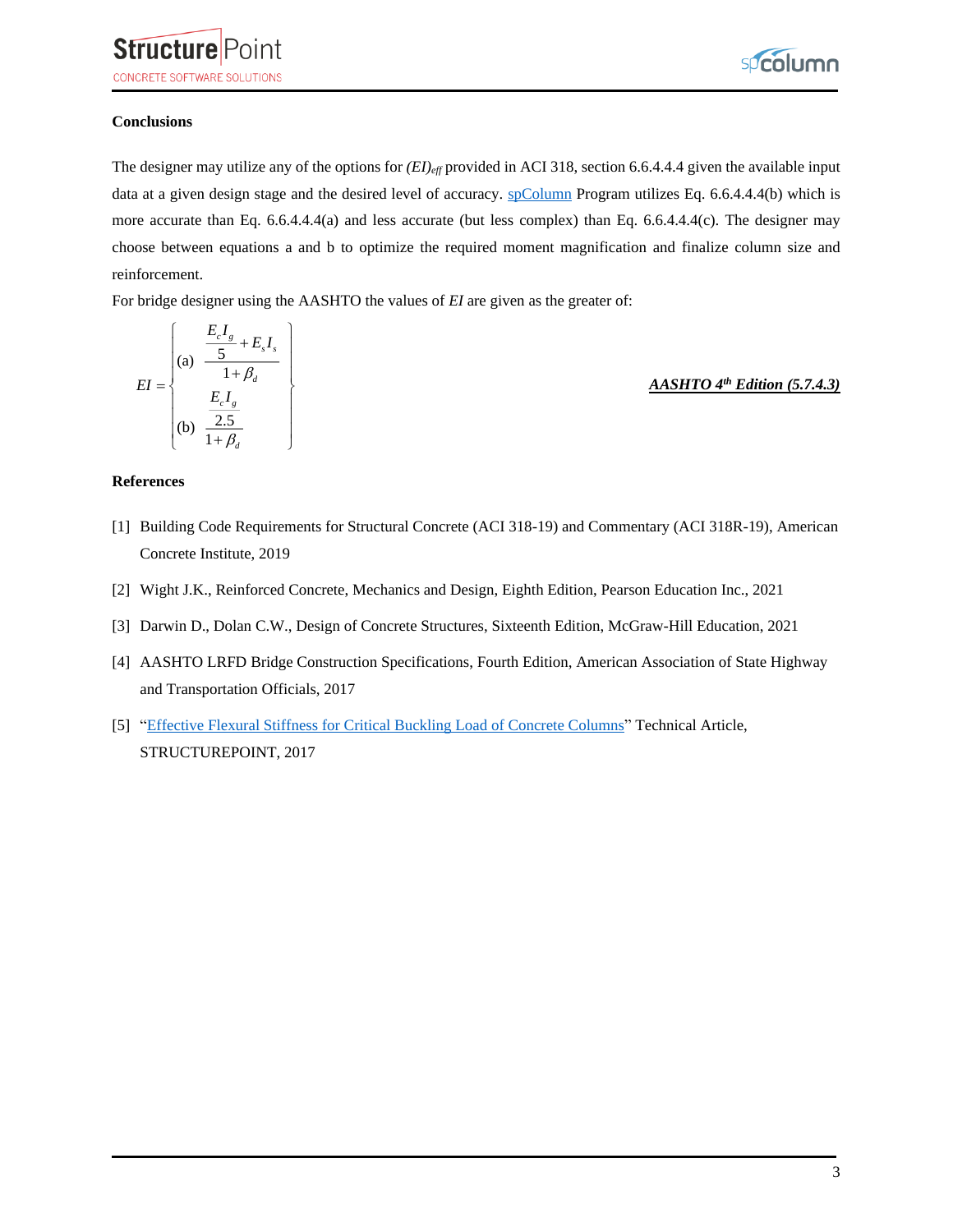**Conclusions**

The designer may utilize any of the options for $(EI)_{eff}$ provided in ACI 318, section 6.6.4.4.4 given the available input data at a given design stage and the desired level of accuracy. spColumn Program utilizes Eq. 6.6.4.4.4(b) which is more accurate than Eq. 6.6.4.4.4(a) and less accurate (but less complex) than Eq. 6.6.4.4.4(c). The designer may choose between equations a and b to optimize the required moment magnification and finalize column size and reinforcement.

For bridge designer using the AASHTO the values of $EI$ are given as the greater of:

$$EI = \begin{Bmatrix} \text{(a)} \quad \dfrac{\dfrac{E_c I_g}{5} + E_s I_s}{1+\beta_d} \\ \text{(b)} \quad \dfrac{\dfrac{E_c I_g}{2.5}}{1+\beta_d} \end{Bmatrix} \qquad \textit{AASHTO 4}^{th} \textit{ Edition (5.7.4.3)}$$

**References**

[1] Building Code Requirements for Structural Concrete (ACI 318-19) and Commentary (ACI 318R-19), American Concrete Institute, 2019

[2] Wight J.K., Reinforced Concrete, Mechanics and Design, Eighth Edition, Pearson Education Inc., 2021

[3] Darwin D., Dolan C.W., Design of Concrete Structures, Sixteenth Edition, McGraw-Hill Education, 2021

[4] AASHTO LRFD Bridge Construction Specifications, Fourth Edition, American Association of State Highway and Transportation Officials, 2017

[5] "Effective Flexural Stiffness for Critical Buckling Load of Concrete Columns" Technical Article, STRUCTUREPOINT, 2017